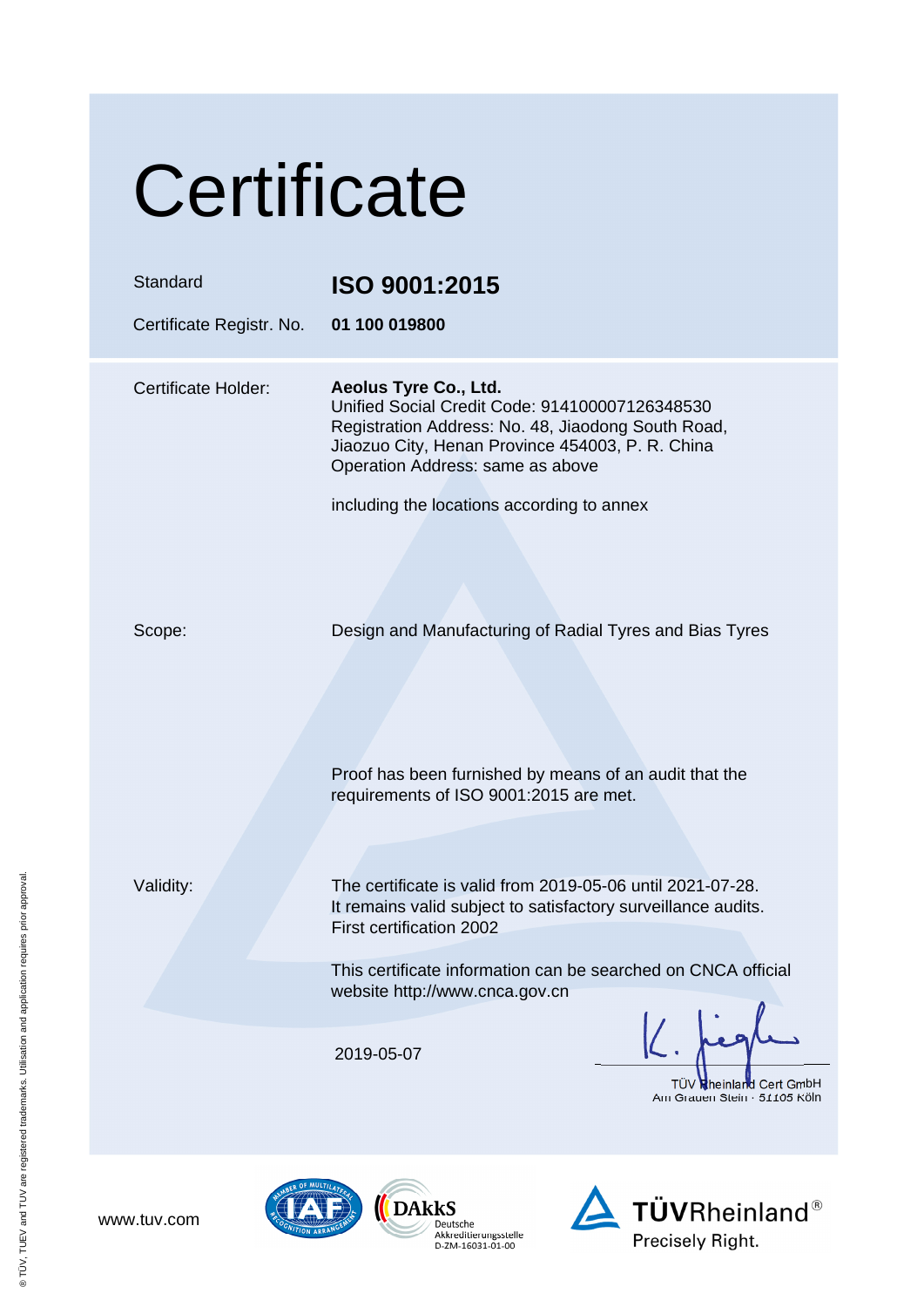# Certificate

| | |
|---|---|
| Standard | **ISO 9001:2015** |
| Certificate Registr. No. | **01 100 019800** |

Certificate Holder:

**Aeolus Tyre Co., Ltd.**
Unified Social Credit Code: 914100007126348530
Registration Address: No. 48, Jiaodong South Road, Jiaozuo City, Henan Province 454003, P. R. China
Operation Address: same as above

including the locations according to annex

Scope:

Design and Manufacturing of Radial Tyres and Bias Tyres

Proof has been furnished by means of an audit that the requirements of ISO 9001:2015 are met.

Validity:

The certificate is valid from 2019-05-06 until 2021-07-28.
It remains valid subject to satisfactory surveillance audits.
First certification 2002

This certificate information can be searched on CNCA official website http://www.cnca.gov.cn

2019-05-07

TÜV Rheinland Cert GmbH
Am Grauen Stein · 51105 Köln

www.tuv.com

DAkkS Deutsche Akkreditierungsstelle D-ZM-16031-01-00

TÜVRheinland®
Precisely Right.

® TÜV, TUEV and TUV are registered trademarks. Utilisation and application requires prior approval.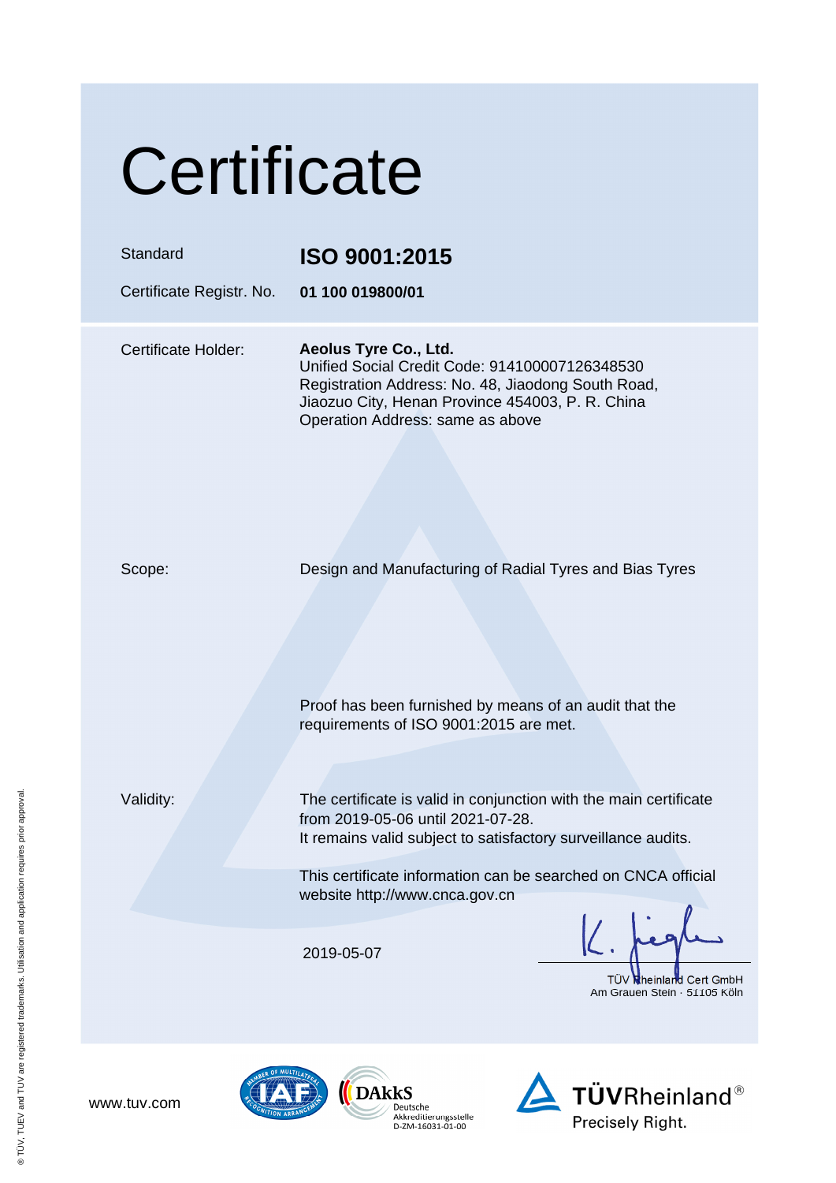# Certificate

| | |
|---|---|
| Standard | **ISO 9001:2015** |
| Certificate Registr. No. | **01 100 019800/01** |

Certificate Holder:

**Aeolus Tyre Co., Ltd.**
Unified Social Credit Code: 914100007126348530
Registration Address: No. 48, Jiaodong South Road, Jiaozuo City, Henan Province 454003, P. R. China
Operation Address: same as above

Scope:

Design and Manufacturing of Radial Tyres and Bias Tyres

Proof has been furnished by means of an audit that the requirements of ISO 9001:2015 are met.

Validity:

The certificate is valid in conjunction with the main certificate from 2019-05-06 until 2021-07-28.
It remains valid subject to satisfactory surveillance audits.

This certificate information can be searched on CNCA official website http://www.cnca.gov.cn

2019-05-07

TÜV Rheinland Cert GmbH
Am Grauen Stein · 51105 Köln

www.tuv.com

DAkkS Deutsche Akkreditierungsstelle D-ZM-16031-01-00

TÜVRheinland®
Precisely Right.

® TÜV, TUEV and TUV are registered trademarks. Utilisation and application requires prior approval.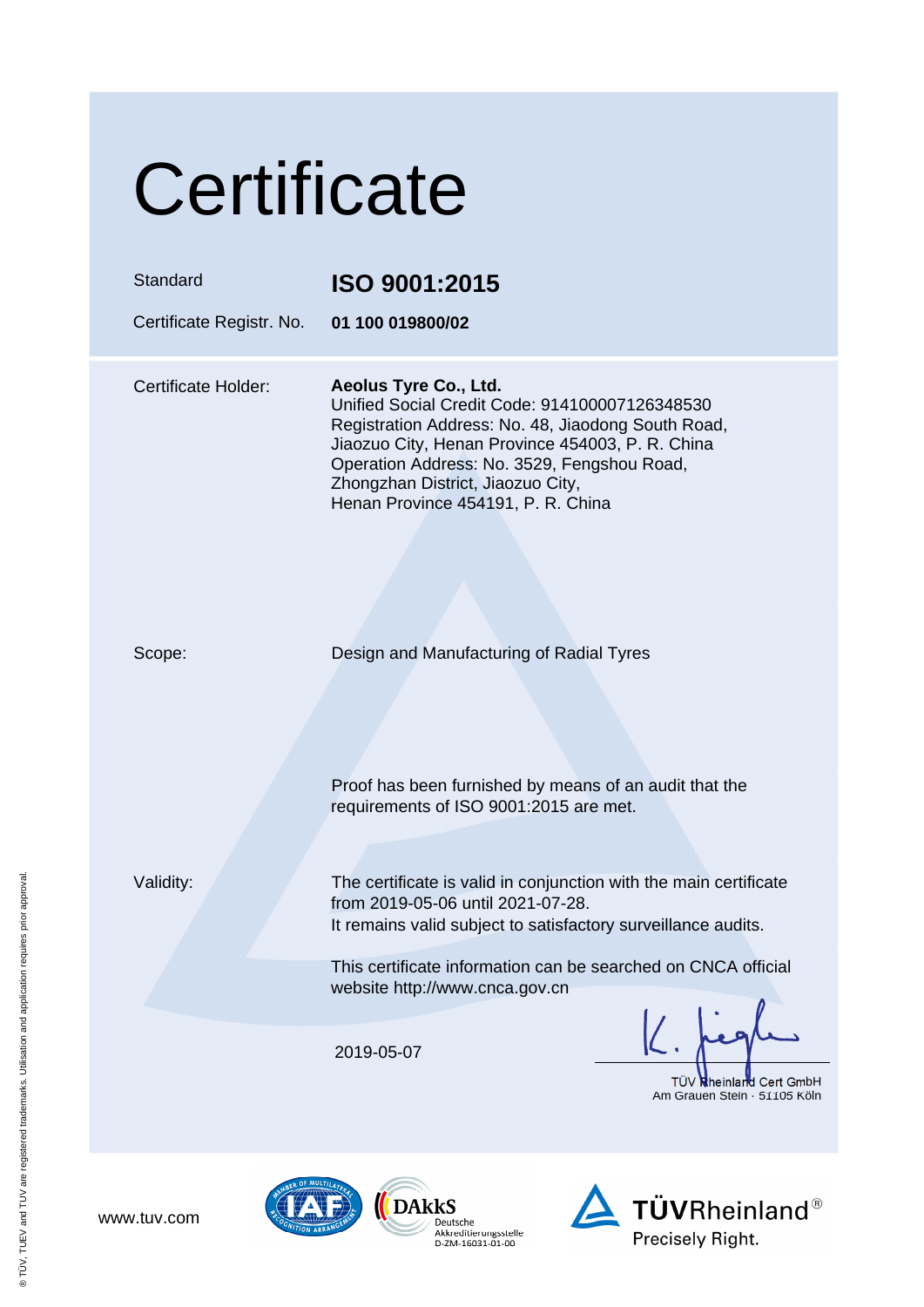# Certificate

| | |
|---|---|
| Standard | **ISO 9001:2015** |
| Certificate Registr. No. | **01 100 019800/02** |

Certificate Holder:

**Aeolus Tyre Co., Ltd.**
Unified Social Credit Code: 914100007126348530
Registration Address: No. 48, Jiaodong South Road, Jiaozuo City, Henan Province 454003, P. R. China
Operation Address: No. 3529, Fengshou Road, Zhongzhan District, Jiaozuo City, Henan Province 454191, P. R. China

Scope:

Design and Manufacturing of Radial Tyres

Proof has been furnished by means of an audit that the requirements of ISO 9001:2015 are met.

Validity:

The certificate is valid in conjunction with the main certificate from 2019-05-06 until 2021-07-28.
It remains valid subject to satisfactory surveillance audits.

This certificate information can be searched on CNCA official website http://www.cnca.gov.cn

2019-05-07

TÜV Rheinland Cert GmbH
Am Grauen Stein · 51105 Köln

www.tuv.com

DAkkS Deutsche Akkreditierungsstelle D-ZM-16031-01-00

TÜVRheinland® Precisely Right.

® TÜV, TUEV and TUV are registered trademarks. Utilisation and application requires prior approval.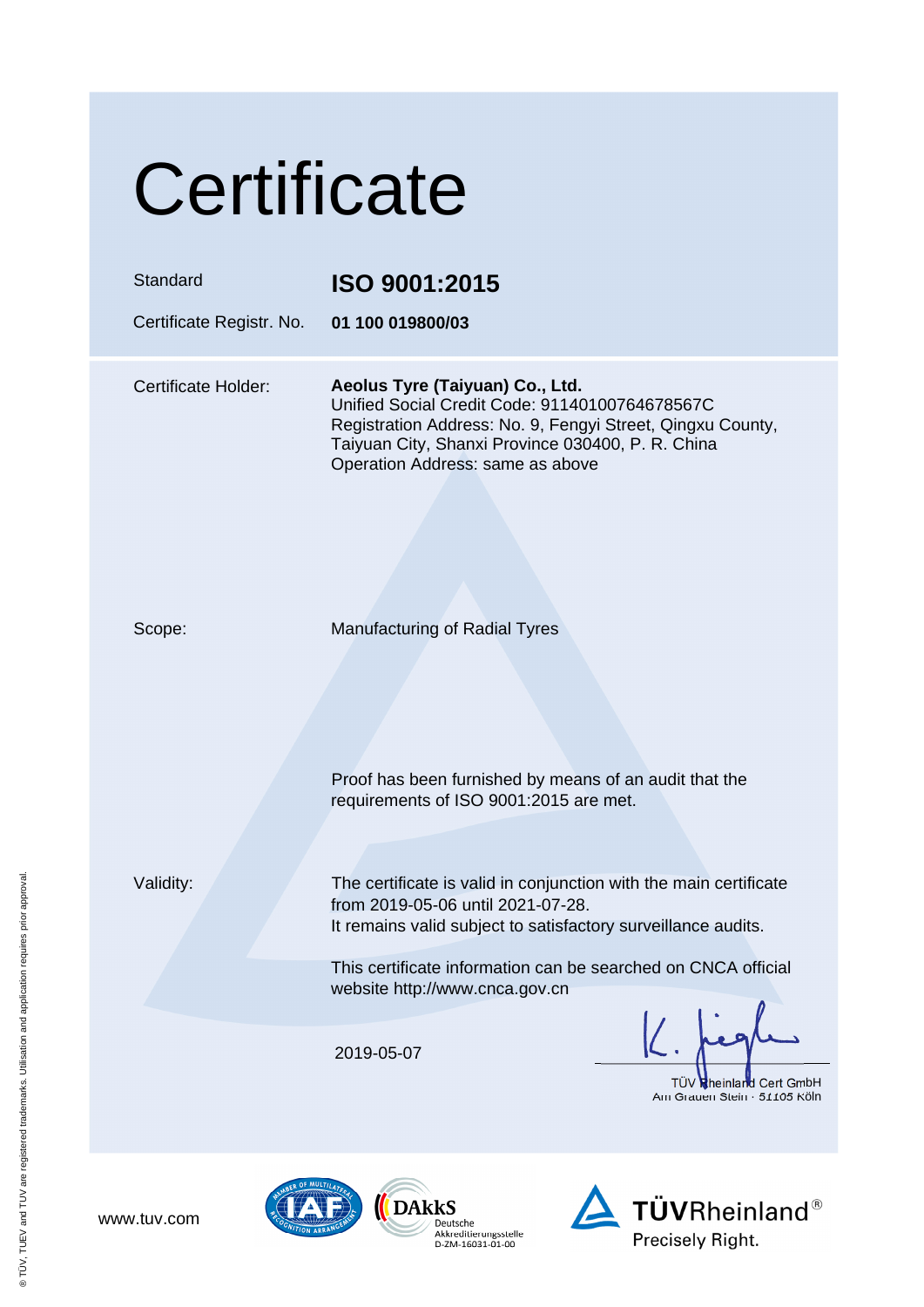# Certificate

| | |
|---|---|
| Standard | **ISO 9001:2015** |
| Certificate Registr. No. | **01 100 019800/03** |

Certificate Holder: **Aeolus Tyre (Taiyuan) Co., Ltd.**
Unified Social Credit Code: 91140100764678567C
Registration Address: No. 9, Fengyi Street, Qingxu County, Taiyuan City, Shanxi Province 030400, P. R. China
Operation Address: same as above

Scope: Manufacturing of Radial Tyres

Proof has been furnished by means of an audit that the requirements of ISO 9001:2015 are met.

Validity: The certificate is valid in conjunction with the main certificate from 2019-05-06 until 2021-07-28.
It remains valid subject to satisfactory surveillance audits.

This certificate information can be searched on CNCA official website http://www.cnca.gov.cn

2019-05-07

TÜV Rheinland Cert GmbH
Am Grauen Stein · 51105 Köln

www.tuv.com

DAkkS Deutsche Akkreditierungsstelle D-ZM-16031-01-00

TÜVRheinland® Precisely Right.

® TÜV, TUEV and TUV are registered trademarks. Utilisation and application requires prior approval.